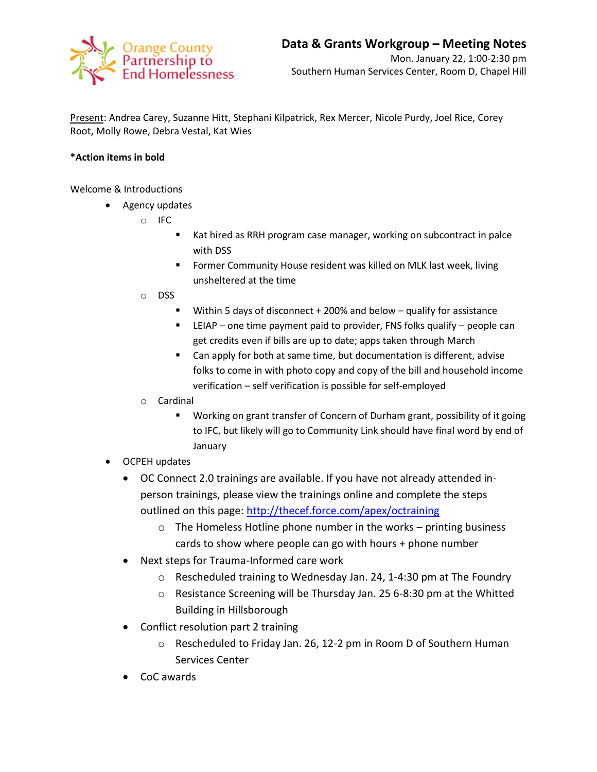Orange County Partnership to End Homelessness

# Data & Grants Workgroup – Meeting Notes

Mon. January 22, 1:00-2:30 pm
Southern Human Services Center, Room D, Chapel Hill

Present: Andrea Carey, Suzanne Hitt, Stephani Kilpatrick, Rex Mercer, Nicole Purdy, Joel Rice, Corey Root, Molly Rowe, Debra Vestal, Kat Wies

**\*Action items in bold**

Welcome & Introductions

- Agency updates
  - IFC
    - Kat hired as RRH program case manager, working on subcontract in palce with DSS
    - Former Community House resident was killed on MLK last week, living unsheltered at the time
  - DSS
    - Within 5 days of disconnect + 200% and below – qualify for assistance
    - LEIAP – one time payment paid to provider, FNS folks qualify – people can get credits even if bills are up to date; apps taken through March
    - Can apply for both at same time, but documentation is different, advise folks to come in with photo copy and copy of the bill and household income verification – self verification is possible for self-employed
  - Cardinal
    - Working on grant transfer of Concern of Durham grant, possibility of it going to IFC, but likely will go to Community Link should have final word by end of January
- OCPEH updates
  - OC Connect 2.0 trainings are available. If you have not already attended in-person trainings, please view the trainings online and complete the steps outlined on this page: [http://thecef.force.com/apex/octraining](http://thecef.force.com/apex/octraining)
    - The Homeless Hotline phone number in the works – printing business cards to show where people can go with hours + phone number
  - Next steps for Trauma-Informed care work
    - Rescheduled training to Wednesday Jan. 24, 1-4:30 pm at The Foundry
    - Resistance Screening will be Thursday Jan. 25 6-8:30 pm at the Whitted Building in Hillsborough
  - Conflict resolution part 2 training
    - Rescheduled to Friday Jan. 26, 12-2 pm in Room D of Southern Human Services Center
  - CoC awards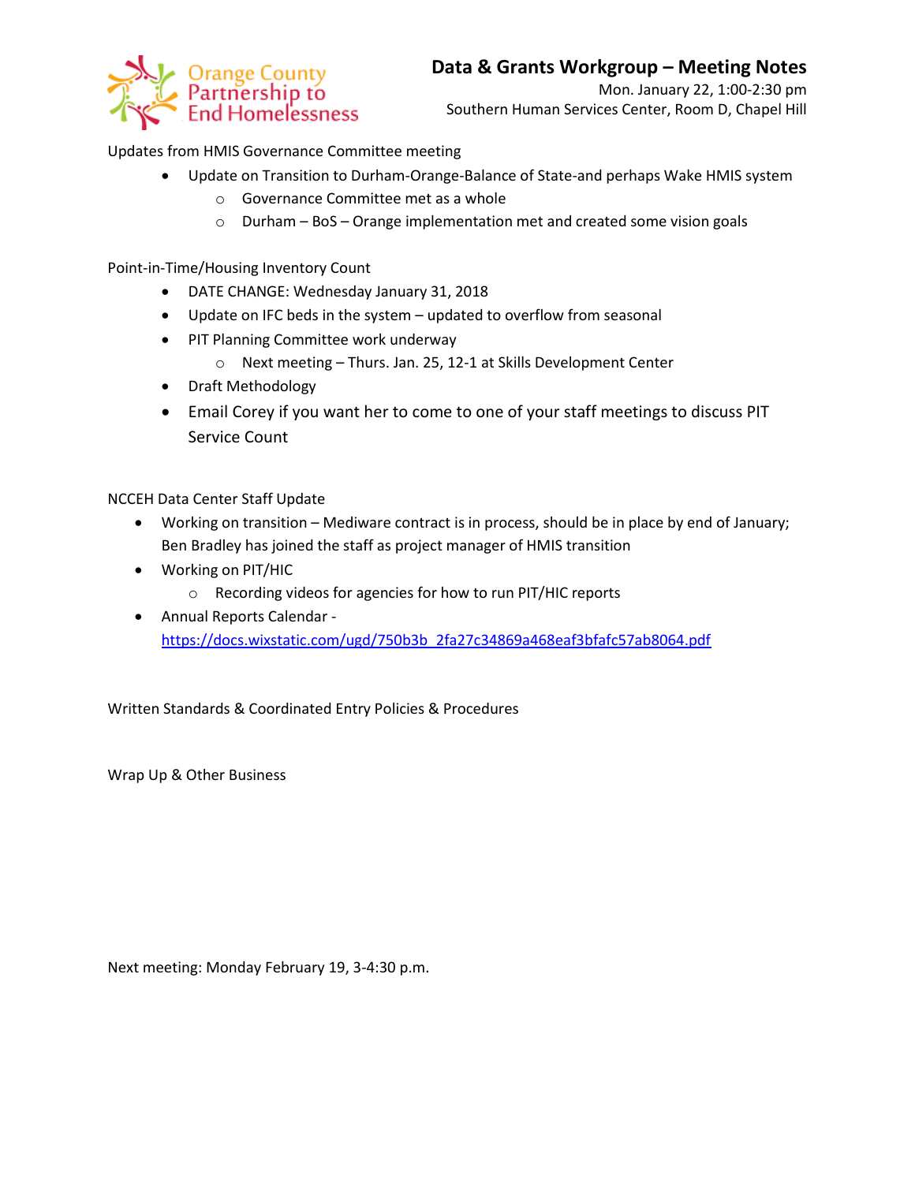Orange County Partnership to End Homelessness

# Data & Grants Workgroup – Meeting Notes

Mon. January 22, 1:00-2:30 pm
Southern Human Services Center, Room D, Chapel Hill

Updates from HMIS Governance Committee meeting

- Update on Transition to Durham-Orange-Balance of State-and perhaps Wake HMIS system
  - Governance Committee met as a whole
  - Durham – BoS – Orange implementation met and created some vision goals

Point-in-Time/Housing Inventory Count

- DATE CHANGE: Wednesday January 31, 2018
- Update on IFC beds in the system – updated to overflow from seasonal
- PIT Planning Committee work underway
  - Next meeting – Thurs. Jan. 25, 12-1 at Skills Development Center
- Draft Methodology
- Email Corey if you want her to come to one of your staff meetings to discuss PIT Service Count

NCCEH Data Center Staff Update

- Working on transition – Mediware contract is in process, should be in place by end of January; Ben Bradley has joined the staff as project manager of HMIS transition
- Working on PIT/HIC
  - Recording videos for agencies for how to run PIT/HIC reports
- Annual Reports Calendar - [https://docs.wixstatic.com/ugd/750b3b_2fa27c34869a468eaf3bfafc57ab8064.pdf](https://docs.wixstatic.com/ugd/750b3b_2fa27c34869a468eaf3bfafc57ab8064.pdf)

Written Standards & Coordinated Entry Policies & Procedures

Wrap Up & Other Business

Next meeting: Monday February 19, 3-4:30 p.m.